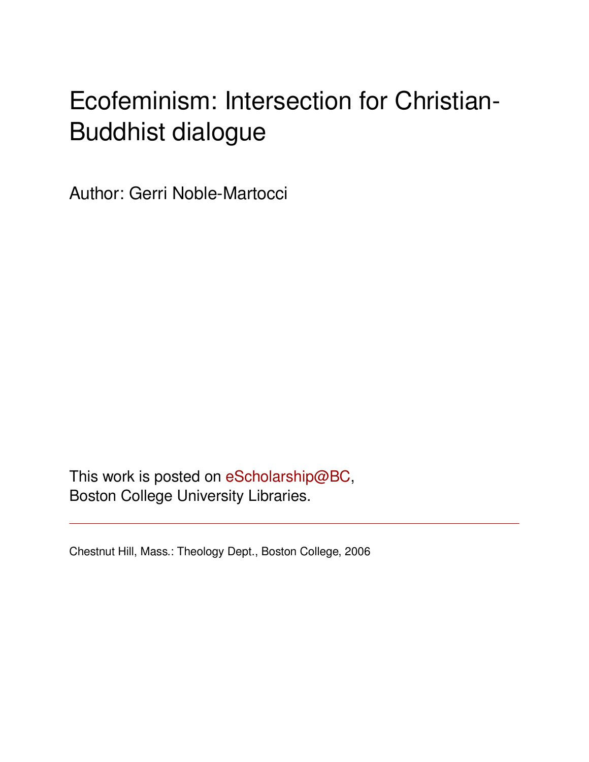# Ecofeminism: Intersection for Christian-Buddhist dialogue

Author: Gerri Noble-Martocci

This work is posted on eScholarship@BC,
Boston College University Libraries.

Chestnut Hill, Mass.: Theology Dept., Boston College, 2006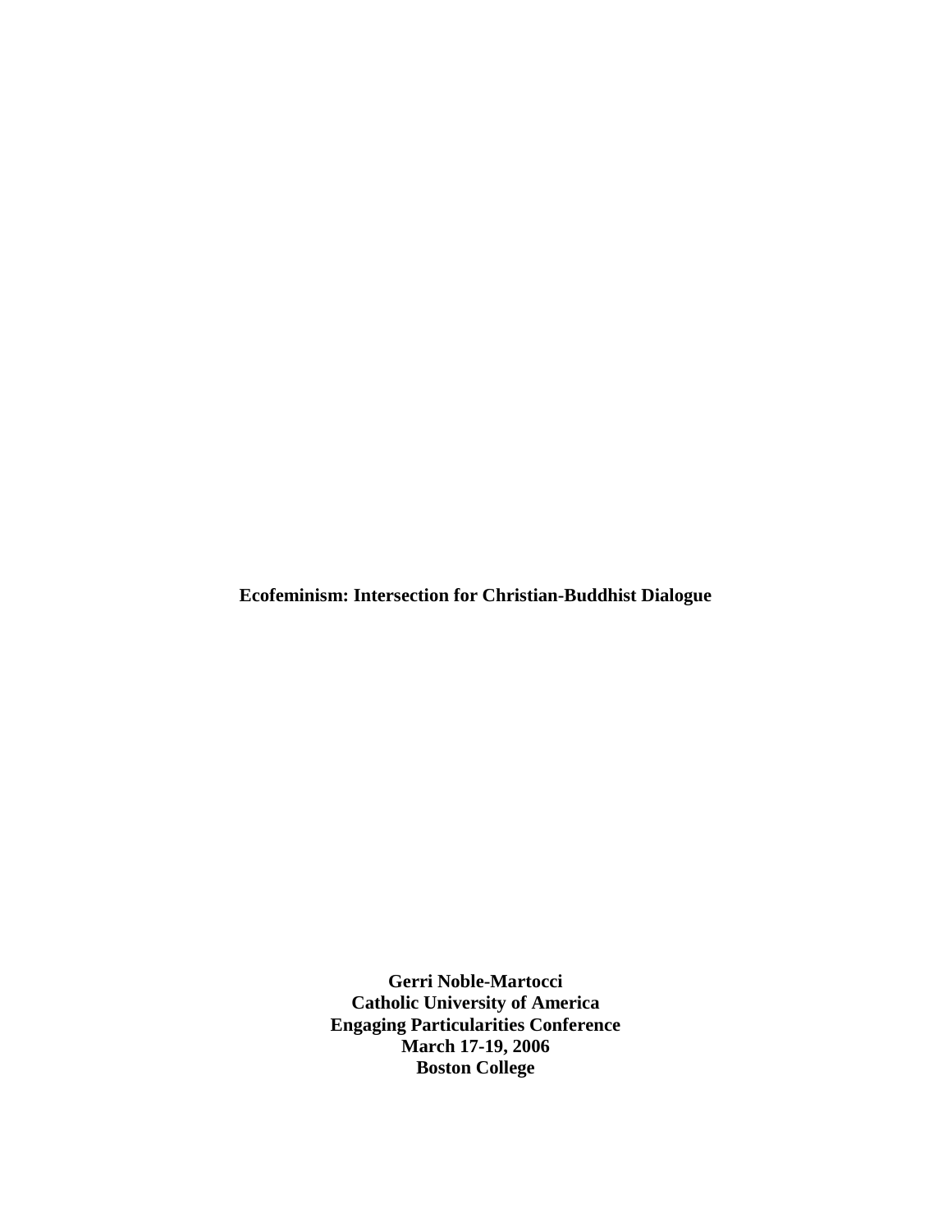**Ecofeminism: Intersection for Christian-Buddhist Dialogue**

**Gerri Noble-Martocci**
**Catholic University of America**
**Engaging Particularities Conference**
**March 17-19, 2006**
**Boston College**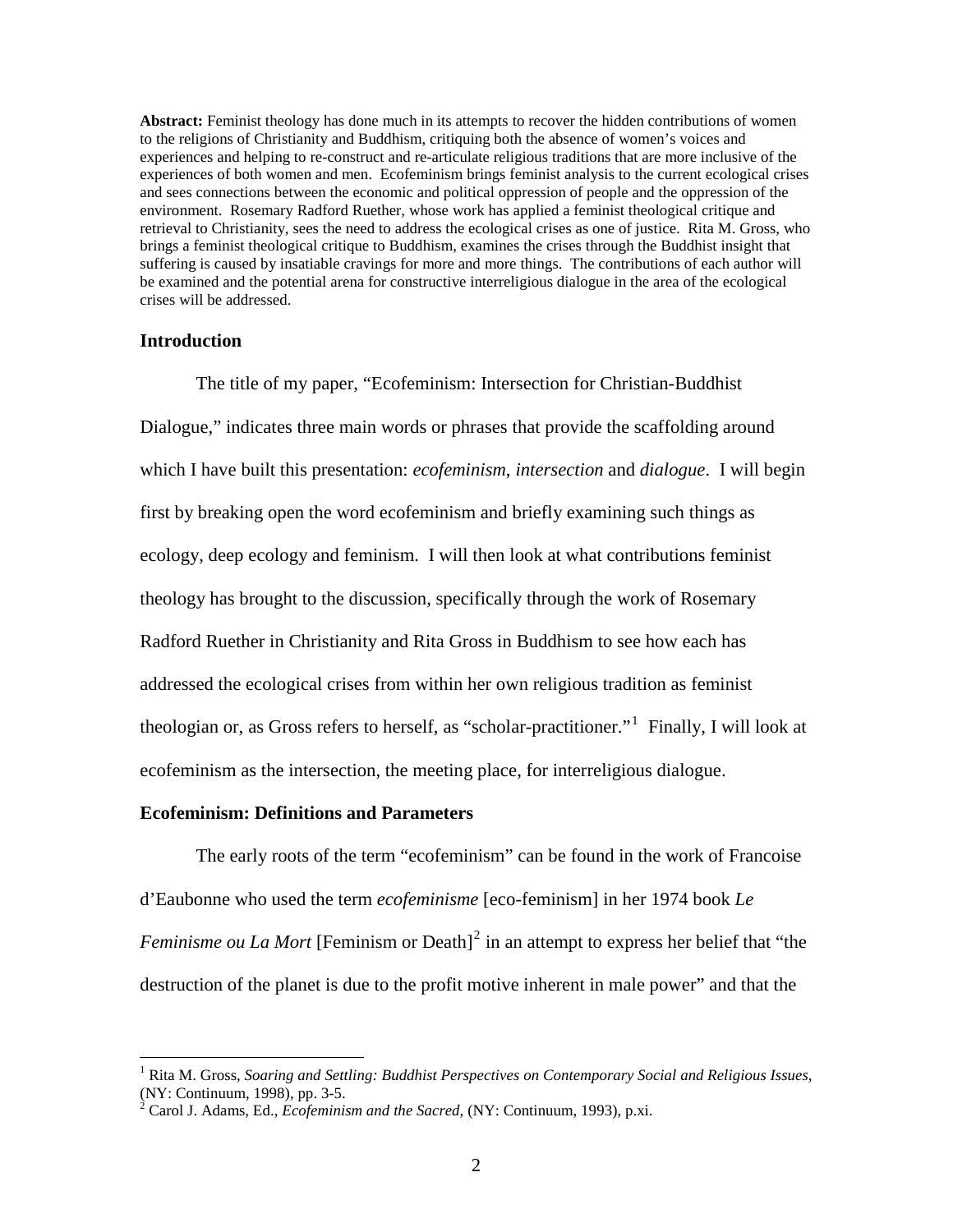**Abstract:** Feminist theology has done much in its attempts to recover the hidden contributions of women to the religions of Christianity and Buddhism, critiquing both the absence of women's voices and experiences and helping to re-construct and re-articulate religious traditions that are more inclusive of the experiences of both women and men. Ecofeminism brings feminist analysis to the current ecological crises and sees connections between the economic and political oppression of people and the oppression of the environment. Rosemary Radford Ruether, whose work has applied a feminist theological critique and retrieval to Christianity, sees the need to address the ecological crises as one of justice. Rita M. Gross, who brings a feminist theological critique to Buddhism, examines the crises through the Buddhist insight that suffering is caused by insatiable cravings for more and more things. The contributions of each author will be examined and the potential arena for constructive interreligious dialogue in the area of the ecological crises will be addressed.

## Introduction

The title of my paper, "Ecofeminism: Intersection for Christian-Buddhist Dialogue," indicates three main words or phrases that provide the scaffolding around which I have built this presentation: *ecofeminism*, *intersection* and *dialogue*. I will begin first by breaking open the word ecofeminism and briefly examining such things as ecology, deep ecology and feminism. I will then look at what contributions feminist theology has brought to the discussion, specifically through the work of Rosemary Radford Ruether in Christianity and Rita Gross in Buddhism to see how each has addressed the ecological crises from within her own religious tradition as feminist theologian or, as Gross refers to herself, as "scholar-practitioner."[1] Finally, I will look at ecofeminism as the intersection, the meeting place, for interreligious dialogue.

## Ecofeminism: Definitions and Parameters

The early roots of the term "ecofeminism" can be found in the work of Francoise d'Eaubonne who used the term *ecofeminisme* [eco-feminism] in her 1974 book *Le Feminisme ou La Mort* [Feminism or Death][2] in an attempt to express her belief that "the destruction of the planet is due to the profit motive inherent in male power" and that the

---

[1] Rita M. Gross, *Soaring and Settling: Buddhist Perspectives on Contemporary Social and Religious Issues,* (NY: Continuum, 1998), pp. 3-5.

[2] Carol J. Adams, Ed., *Ecofeminism and the Sacred,* (NY: Continuum, 1993), p.xi.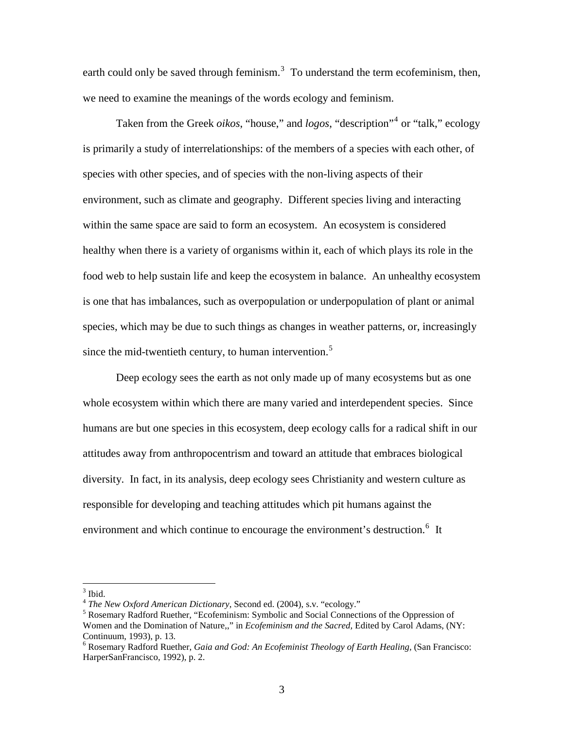earth could only be saved through feminism.[3] To understand the term ecofeminism, then, we need to examine the meanings of the words ecology and feminism.

Taken from the Greek *oikos*, "house," and *logos*, "description"[4] or "talk," ecology is primarily a study of interrelationships: of the members of a species with each other, of species with other species, and of species with the non-living aspects of their environment, such as climate and geography. Different species living and interacting within the same space are said to form an ecosystem. An ecosystem is considered healthy when there is a variety of organisms within it, each of which plays its role in the food web to help sustain life and keep the ecosystem in balance. An unhealthy ecosystem is one that has imbalances, such as overpopulation or underpopulation of plant or animal species, which may be due to such things as changes in weather patterns, or, increasingly since the mid-twentieth century, to human intervention.[5]

Deep ecology sees the earth as not only made up of many ecosystems but as one whole ecosystem within which there are many varied and interdependent species. Since humans are but one species in this ecosystem, deep ecology calls for a radical shift in our attitudes away from anthropocentrism and toward an attitude that embraces biological diversity. In fact, in its analysis, deep ecology sees Christianity and western culture as responsible for developing and teaching attitudes which pit humans against the environment and which continue to encourage the environment's destruction.[6] It

---

[3] Ibid.

[4] *The New Oxford American Dictionary*, Second ed. (2004), s.v. "ecology."

[5] Rosemary Radford Ruether, "Ecofeminism: Symbolic and Social Connections of the Oppression of Women and the Domination of Nature,," in *Ecofeminism and the Sacred,* Edited by Carol Adams, (NY: Continuum, 1993), p. 13.

[6] Rosemary Radford Ruether, *Gaia and God: An Ecofeminist Theology of Earth Healing,* (San Francisco: HarperSanFrancisco, 1992), p. 2.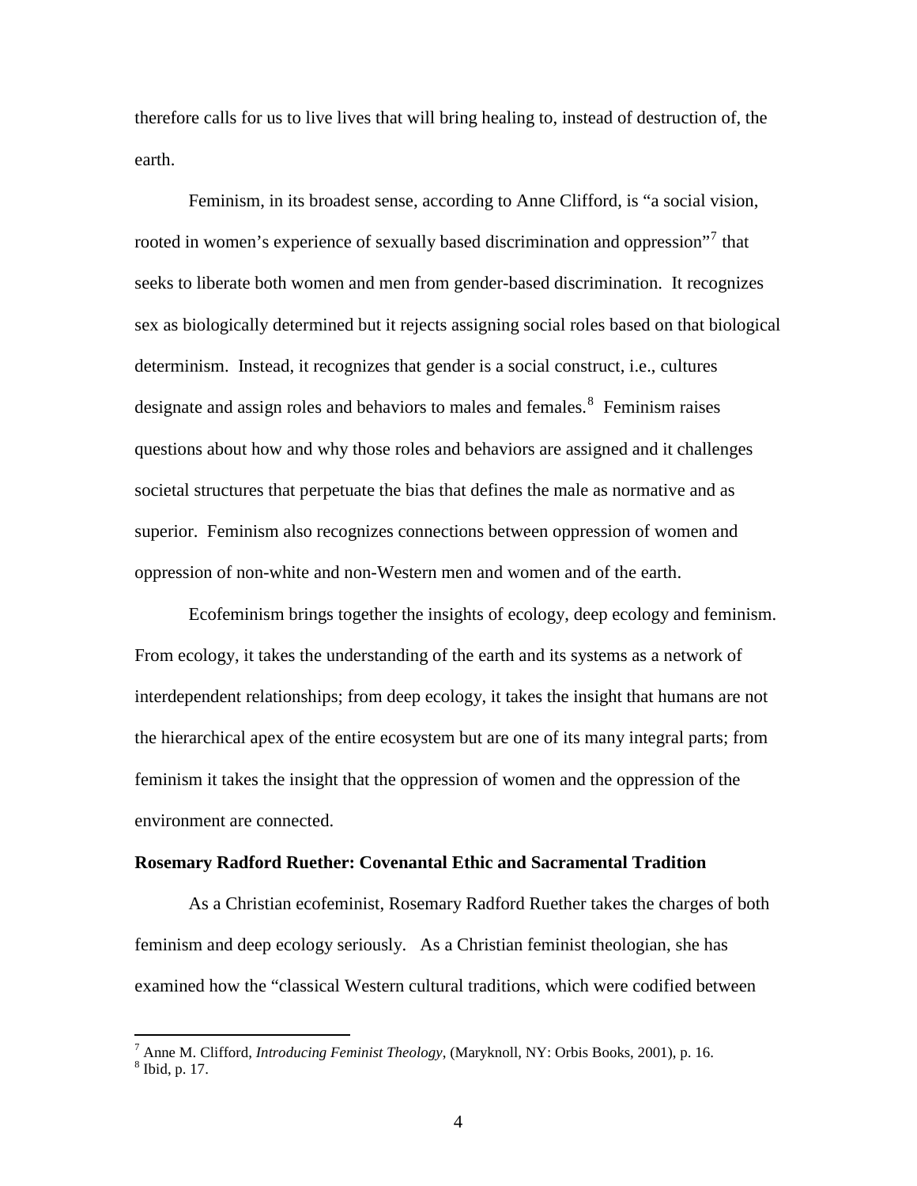therefore calls for us to live lives that will bring healing to, instead of destruction of, the earth.

Feminism, in its broadest sense, according to Anne Clifford, is "a social vision, rooted in women's experience of sexually based discrimination and oppression"[7] that seeks to liberate both women and men from gender-based discrimination. It recognizes sex as biologically determined but it rejects assigning social roles based on that biological determinism. Instead, it recognizes that gender is a social construct, i.e., cultures designate and assign roles and behaviors to males and females.[8] Feminism raises questions about how and why those roles and behaviors are assigned and it challenges societal structures that perpetuate the bias that defines the male as normative and as superior. Feminism also recognizes connections between oppression of women and oppression of non-white and non-Western men and women and of the earth.

Ecofeminism brings together the insights of ecology, deep ecology and feminism. From ecology, it takes the understanding of the earth and its systems as a network of interdependent relationships; from deep ecology, it takes the insight that humans are not the hierarchical apex of the entire ecosystem but are one of its many integral parts; from feminism it takes the insight that the oppression of women and the oppression of the environment are connected.

**Rosemary Radford Ruether: Covenantal Ethic and Sacramental Tradition**

As a Christian ecofeminist, Rosemary Radford Ruether takes the charges of both feminism and deep ecology seriously. As a Christian feminist theologian, she has examined how the "classical Western cultural traditions, which were codified between

[7] Anne M. Clifford, *Introducing Feminist Theology*, (Maryknoll, NY: Orbis Books, 2001), p. 16.
[8] Ibid, p. 17.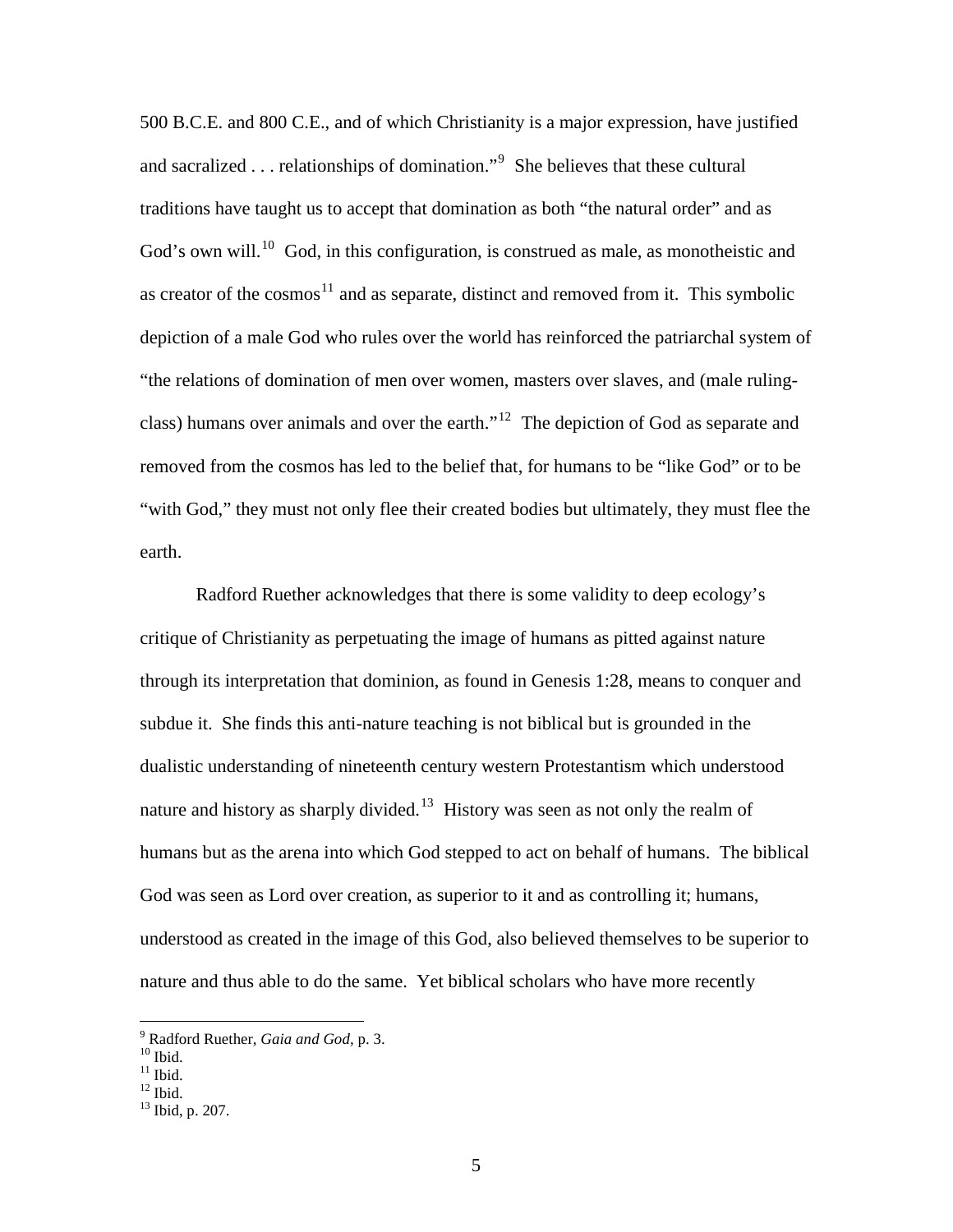500 B.C.E. and 800 C.E., and of which Christianity is a major expression, have justified and sacralized . . . relationships of domination."[9] She believes that these cultural traditions have taught us to accept that domination as both "the natural order" and as God's own will.[10] God, in this configuration, is construed as male, as monotheistic and as creator of the cosmos[11] and as separate, distinct and removed from it. This symbolic depiction of a male God who rules over the world has reinforced the patriarchal system of "the relations of domination of men over women, masters over slaves, and (male ruling-class) humans over animals and over the earth."[12] The depiction of God as separate and removed from the cosmos has led to the belief that, for humans to be "like God" or to be "with God," they must not only flee their created bodies but ultimately, they must flee the earth.

Radford Ruether acknowledges that there is some validity to deep ecology's critique of Christianity as perpetuating the image of humans as pitted against nature through its interpretation that dominion, as found in Genesis 1:28, means to conquer and subdue it. She finds this anti-nature teaching is not biblical but is grounded in the dualistic understanding of nineteenth century western Protestantism which understood nature and history as sharply divided.[13] History was seen as not only the realm of humans but as the arena into which God stepped to act on behalf of humans. The biblical God was seen as Lord over creation, as superior to it and as controlling it; humans, understood as created in the image of this God, also believed themselves to be superior to nature and thus able to do the same. Yet biblical scholars who have more recently

---

[9] Radford Ruether, *Gaia and God*, p. 3.
[10] Ibid.
[11] Ibid.
[12] Ibid.
[13] Ibid, p. 207.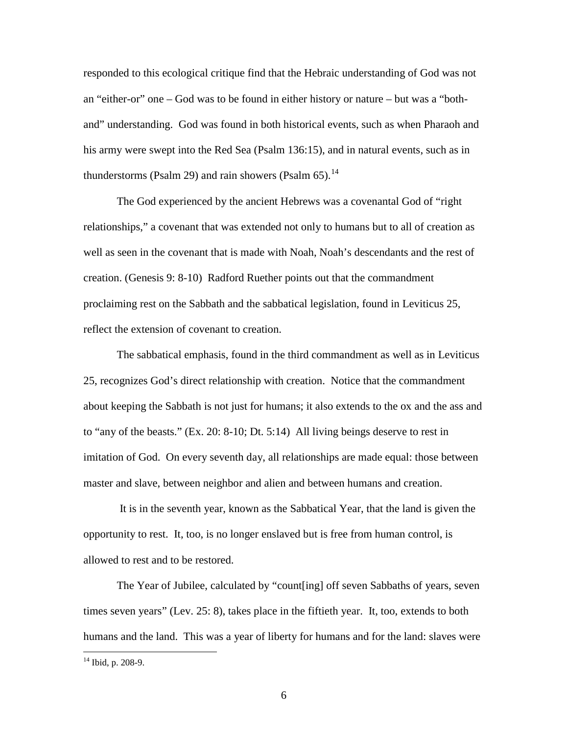responded to this ecological critique find that the Hebraic understanding of God was not an "either-or" one – God was to be found in either history or nature – but was a "both-and" understanding. God was found in both historical events, such as when Pharaoh and his army were swept into the Red Sea (Psalm 136:15), and in natural events, such as in thunderstorms (Psalm 29) and rain showers (Psalm 65).[14]

The God experienced by the ancient Hebrews was a covenantal God of "right relationships," a covenant that was extended not only to humans but to all of creation as well as seen in the covenant that is made with Noah, Noah's descendants and the rest of creation. (Genesis 9: 8-10) Radford Ruether points out that the commandment proclaiming rest on the Sabbath and the sabbatical legislation, found in Leviticus 25, reflect the extension of covenant to creation.

The sabbatical emphasis, found in the third commandment as well as in Leviticus 25, recognizes God's direct relationship with creation. Notice that the commandment about keeping the Sabbath is not just for humans; it also extends to the ox and the ass and to "any of the beasts." (Ex. 20: 8-10; Dt. 5:14) All living beings deserve to rest in imitation of God. On every seventh day, all relationships are made equal: those between master and slave, between neighbor and alien and between humans and creation.

It is in the seventh year, known as the Sabbatical Year, that the land is given the opportunity to rest. It, too, is no longer enslaved but is free from human control, is allowed to rest and to be restored.

The Year of Jubilee, calculated by "count[ing] off seven Sabbaths of years, seven times seven years" (Lev. 25: 8), takes place in the fiftieth year. It, too, extends to both humans and the land. This was a year of liberty for humans and for the land: slaves were

---

[14] Ibid, p. 208-9.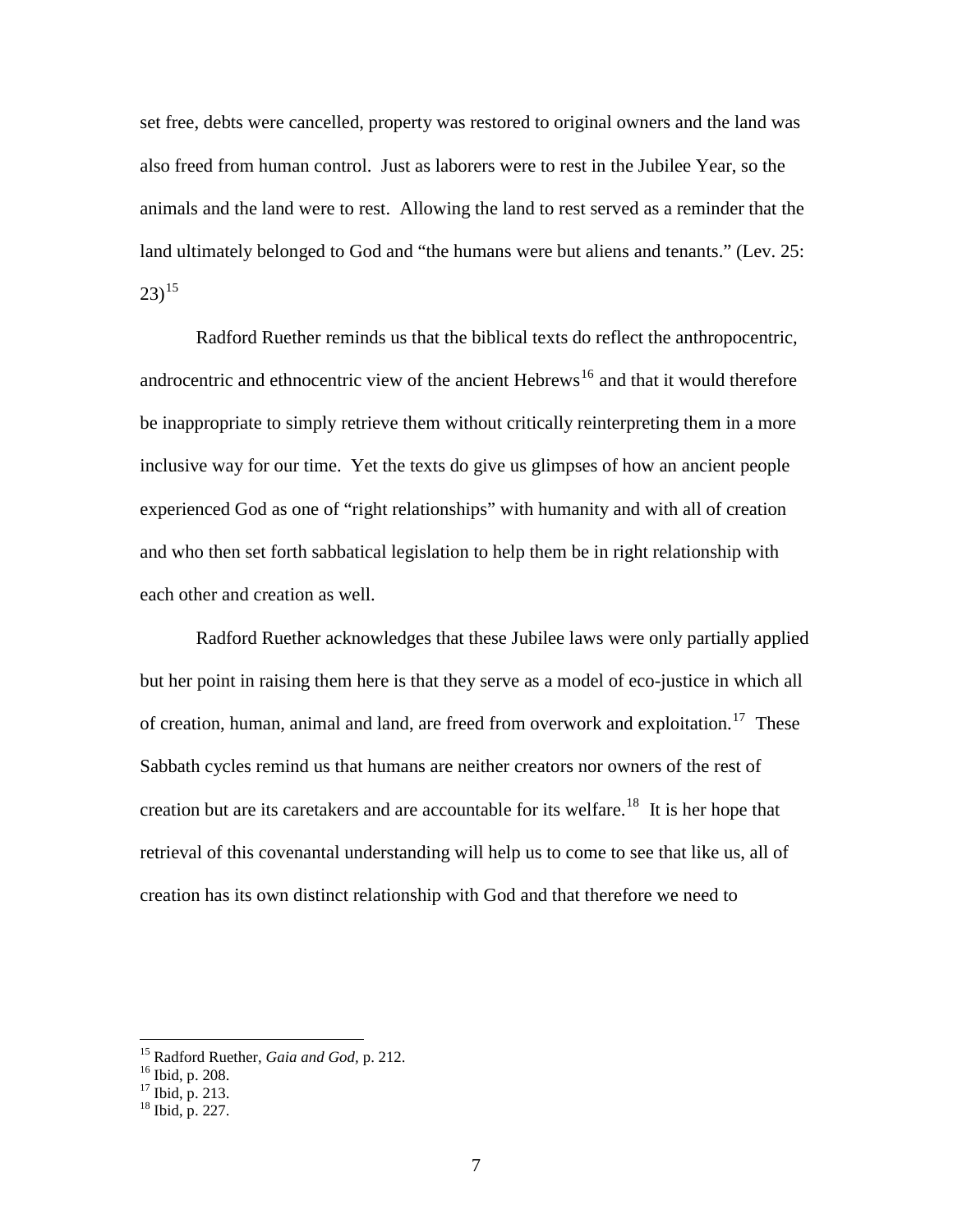set free, debts were cancelled, property was restored to original owners and the land was also freed from human control. Just as laborers were to rest in the Jubilee Year, so the animals and the land were to rest. Allowing the land to rest served as a reminder that the land ultimately belonged to God and "the humans were but aliens and tenants." (Lev. 25: 23)[15]

Radford Ruether reminds us that the biblical texts do reflect the anthropocentric, androcentric and ethnocentric view of the ancient Hebrews[16] and that it would therefore be inappropriate to simply retrieve them without critically reinterpreting them in a more inclusive way for our time. Yet the texts do give us glimpses of how an ancient people experienced God as one of "right relationships" with humanity and with all of creation and who then set forth sabbatical legislation to help them be in right relationship with each other and creation as well.

Radford Ruether acknowledges that these Jubilee laws were only partially applied but her point in raising them here is that they serve as a model of eco-justice in which all of creation, human, animal and land, are freed from overwork and exploitation.[17] These Sabbath cycles remind us that humans are neither creators nor owners of the rest of creation but are its caretakers and are accountable for its welfare.[18] It is her hope that retrieval of this covenantal understanding will help us to come to see that like us, all of creation has its own distinct relationship with God and that therefore we need to

---

[15] Radford Ruether, *Gaia and God*, p. 212.
[16] Ibid, p. 208.
[17] Ibid, p. 213.
[18] Ibid, p. 227.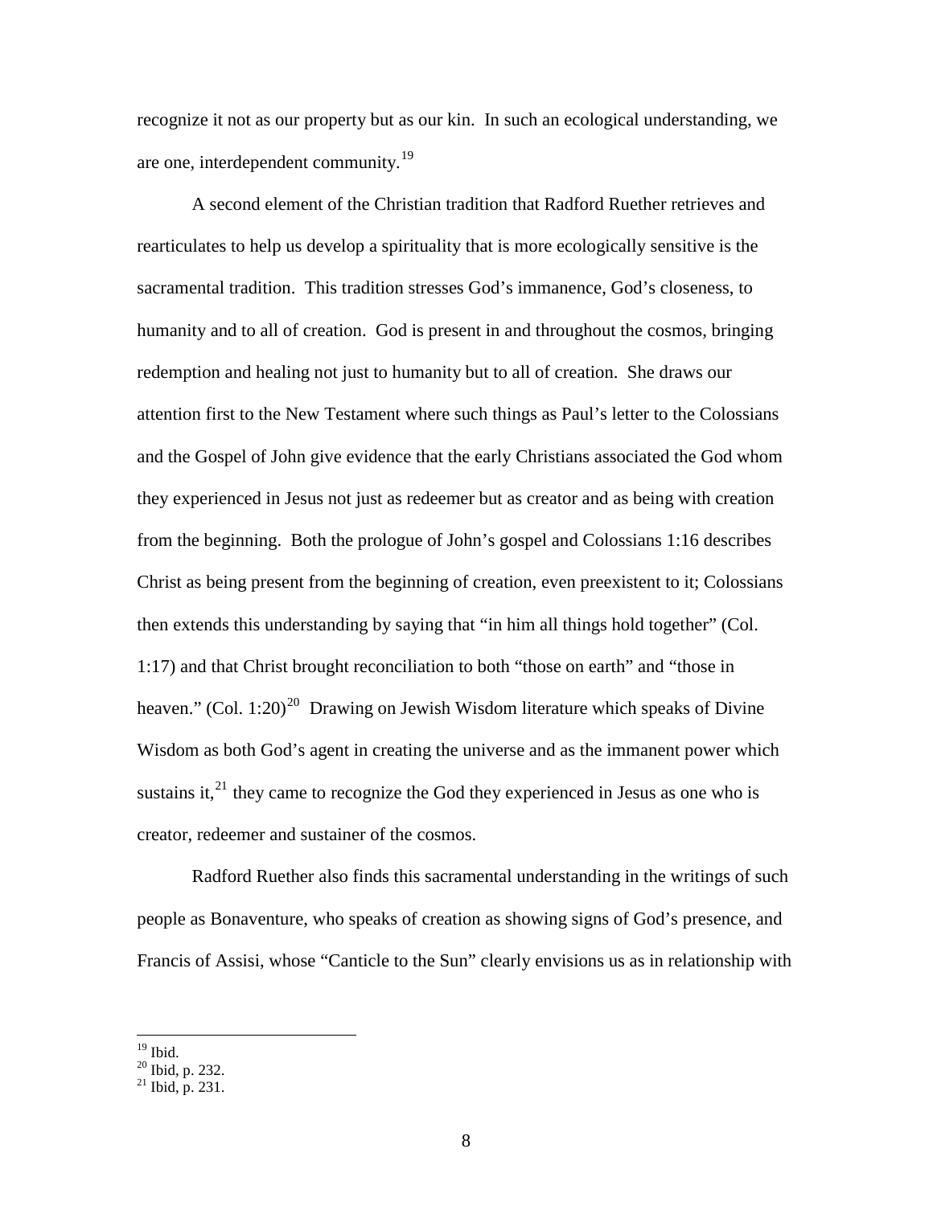recognize it not as our property but as our kin. In such an ecological understanding, we are one, interdependent community.[19]

A second element of the Christian tradition that Radford Ruether retrieves and rearticulates to help us develop a spirituality that is more ecologically sensitive is the sacramental tradition. This tradition stresses God's immanence, God's closeness, to humanity and to all of creation. God is present in and throughout the cosmos, bringing redemption and healing not just to humanity but to all of creation. She draws our attention first to the New Testament where such things as Paul's letter to the Colossians and the Gospel of John give evidence that the early Christians associated the God whom they experienced in Jesus not just as redeemer but as creator and as being with creation from the beginning. Both the prologue of John's gospel and Colossians 1:16 describes Christ as being present from the beginning of creation, even preexistent to it; Colossians then extends this understanding by saying that "in him all things hold together" (Col. 1:17) and that Christ brought reconciliation to both "those on earth" and "those in heaven." (Col. 1:20)[20] Drawing on Jewish Wisdom literature which speaks of Divine Wisdom as both God's agent in creating the universe and as the immanent power which sustains it,[21] they came to recognize the God they experienced in Jesus as one who is creator, redeemer and sustainer of the cosmos.

Radford Ruether also finds this sacramental understanding in the writings of such people as Bonaventure, who speaks of creation as showing signs of God's presence, and Francis of Assisi, whose "Canticle to the Sun" clearly envisions us as in relationship with

---

[19] Ibid.
[20] Ibid, p. 232.
[21] Ibid, p. 231.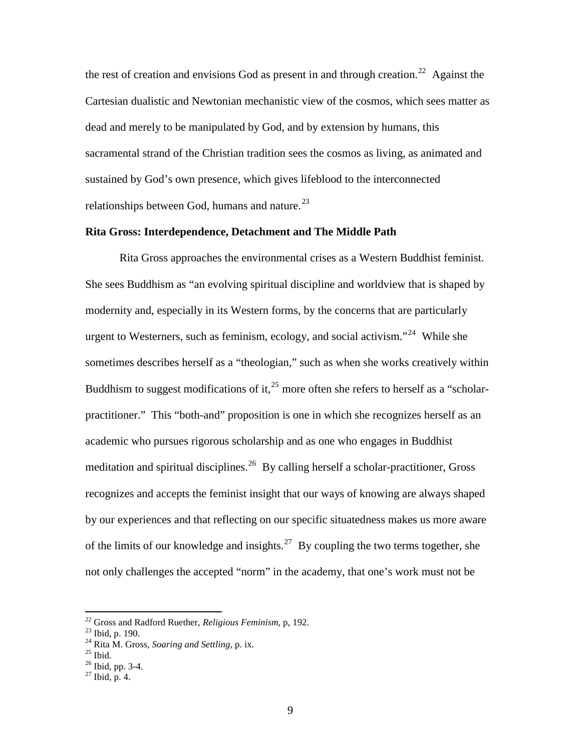the rest of creation and envisions God as present in and through creation.[22] Against the Cartesian dualistic and Newtonian mechanistic view of the cosmos, which sees matter as dead and merely to be manipulated by God, and by extension by humans, this sacramental strand of the Christian tradition sees the cosmos as living, as animated and sustained by God's own presence, which gives lifeblood to the interconnected relationships between God, humans and nature.[23]

**Rita Gross: Interdependence, Detachment and The Middle Path**

Rita Gross approaches the environmental crises as a Western Buddhist feminist. She sees Buddhism as "an evolving spiritual discipline and worldview that is shaped by modernity and, especially in its Western forms, by the concerns that are particularly urgent to Westerners, such as feminism, ecology, and social activism."[24] While she sometimes describes herself as a "theologian," such as when she works creatively within Buddhism to suggest modifications of it,[25] more often she refers to herself as a "scholar-practitioner." This "both-and" proposition is one in which she recognizes herself as an academic who pursues rigorous scholarship and as one who engages in Buddhist meditation and spiritual disciplines.[26] By calling herself a scholar-practitioner, Gross recognizes and accepts the feminist insight that our ways of knowing are always shaped by our experiences and that reflecting on our specific situatedness makes us more aware of the limits of our knowledge and insights.[27] By coupling the two terms together, she not only challenges the accepted "norm" in the academy, that one's work must not be

---

[22] Gross and Radford Ruether, *Religious Feminism*, p, 192.
[23] Ibid, p. 190.
[24] Rita M. Gross, *Soaring and Settling*, p. ix.
[25] Ibid.
[26] Ibid, pp. 3-4.
[27] Ibid, p. 4.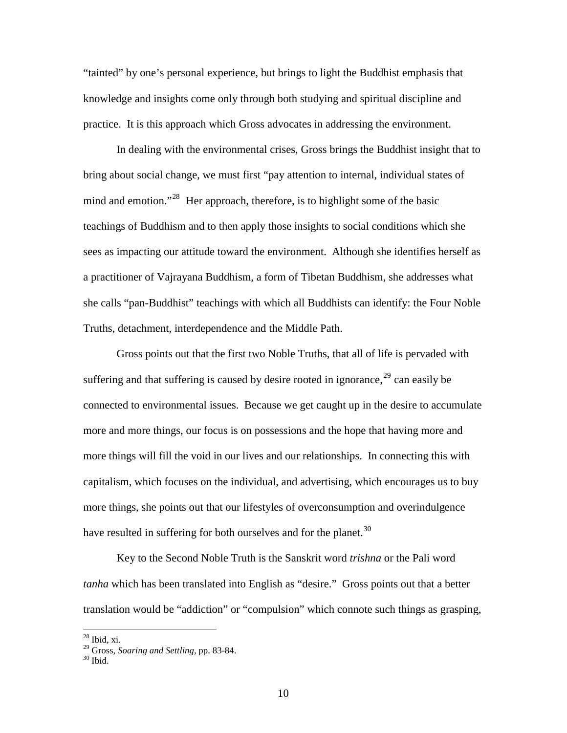"tainted" by one's personal experience, but brings to light the Buddhist emphasis that knowledge and insights come only through both studying and spiritual discipline and practice. It is this approach which Gross advocates in addressing the environment.

In dealing with the environmental crises, Gross brings the Buddhist insight that to bring about social change, we must first "pay attention to internal, individual states of mind and emotion."[28] Her approach, therefore, is to highlight some of the basic teachings of Buddhism and to then apply those insights to social conditions which she sees as impacting our attitude toward the environment. Although she identifies herself as a practitioner of Vajrayana Buddhism, a form of Tibetan Buddhism, she addresses what she calls "pan-Buddhist" teachings with which all Buddhists can identify: the Four Noble Truths, detachment, interdependence and the Middle Path.

Gross points out that the first two Noble Truths, that all of life is pervaded with suffering and that suffering is caused by desire rooted in ignorance,[29] can easily be connected to environmental issues. Because we get caught up in the desire to accumulate more and more things, our focus is on possessions and the hope that having more and more things will fill the void in our lives and our relationships. In connecting this with capitalism, which focuses on the individual, and advertising, which encourages us to buy more things, she points out that our lifestyles of overconsumption and overindulgence have resulted in suffering for both ourselves and for the planet.[30]

Key to the Second Noble Truth is the Sanskrit word *trishna* or the Pali word *tanha* which has been translated into English as "desire." Gross points out that a better translation would be "addiction" or "compulsion" which connote such things as grasping,

---

[28] Ibid, xi.
[29] Gross, *Soaring and Settling,* pp. 83-84.
[30] Ibid.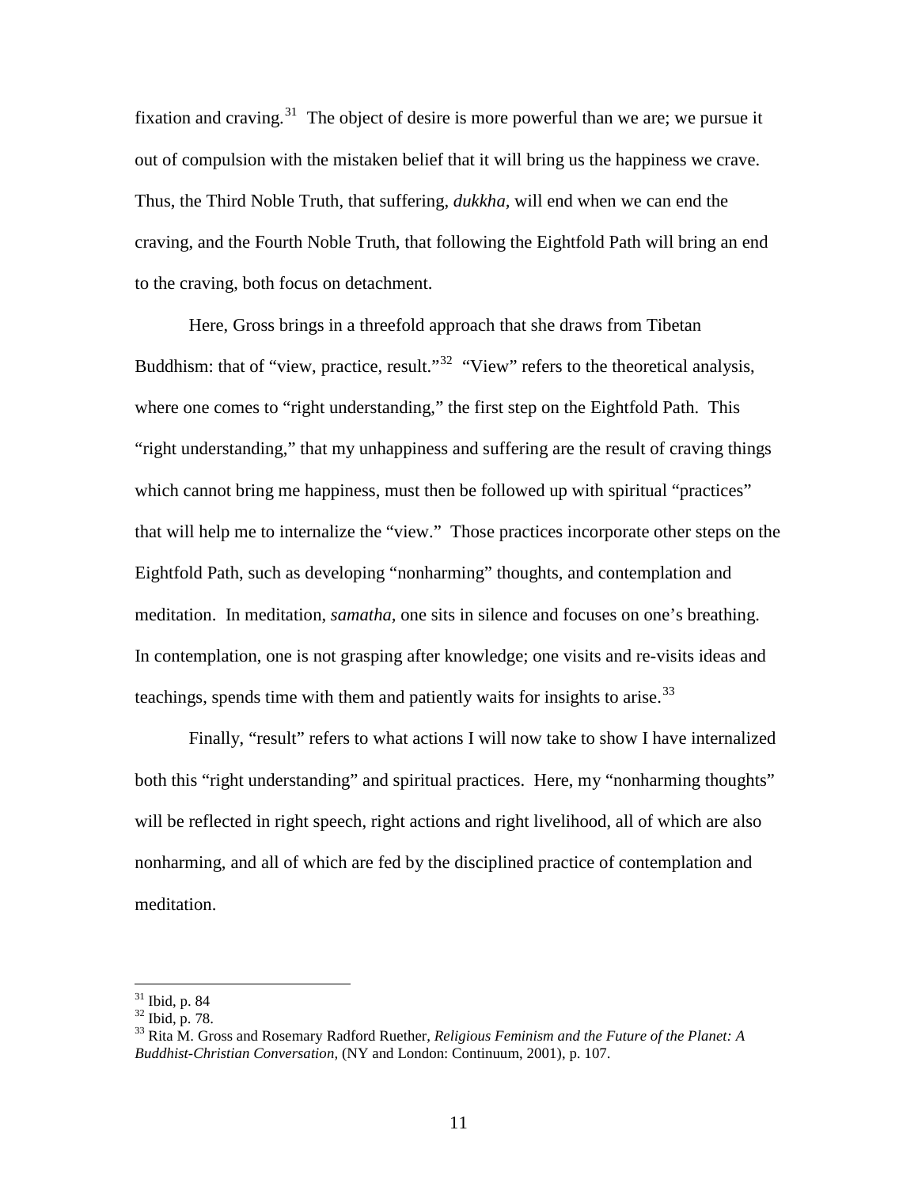fixation and craving.[31] The object of desire is more powerful than we are; we pursue it out of compulsion with the mistaken belief that it will bring us the happiness we crave. Thus, the Third Noble Truth, that suffering, *dukkha,* will end when we can end the craving, and the Fourth Noble Truth, that following the Eightfold Path will bring an end to the craving, both focus on detachment.

Here, Gross brings in a threefold approach that she draws from Tibetan Buddhism: that of "view, practice, result."[32] "View" refers to the theoretical analysis, where one comes to "right understanding," the first step on the Eightfold Path. This "right understanding," that my unhappiness and suffering are the result of craving things which cannot bring me happiness, must then be followed up with spiritual "practices" that will help me to internalize the "view." Those practices incorporate other steps on the Eightfold Path, such as developing "nonharming" thoughts, and contemplation and meditation. In meditation, *samatha,* one sits in silence and focuses on one's breathing. In contemplation, one is not grasping after knowledge; one visits and re-visits ideas and teachings, spends time with them and patiently waits for insights to arise.[33]

Finally, "result" refers to what actions I will now take to show I have internalized both this "right understanding" and spiritual practices. Here, my "nonharming thoughts" will be reflected in right speech, right actions and right livelihood, all of which are also nonharming, and all of which are fed by the disciplined practice of contemplation and meditation.

---

[31] Ibid, p. 84

[32] Ibid, p. 78.

[33] Rita M. Gross and Rosemary Radford Ruether, *Religious Feminism and the Future of the Planet: A Buddhist-Christian Conversation,* (NY and London: Continuum, 2001), p. 107.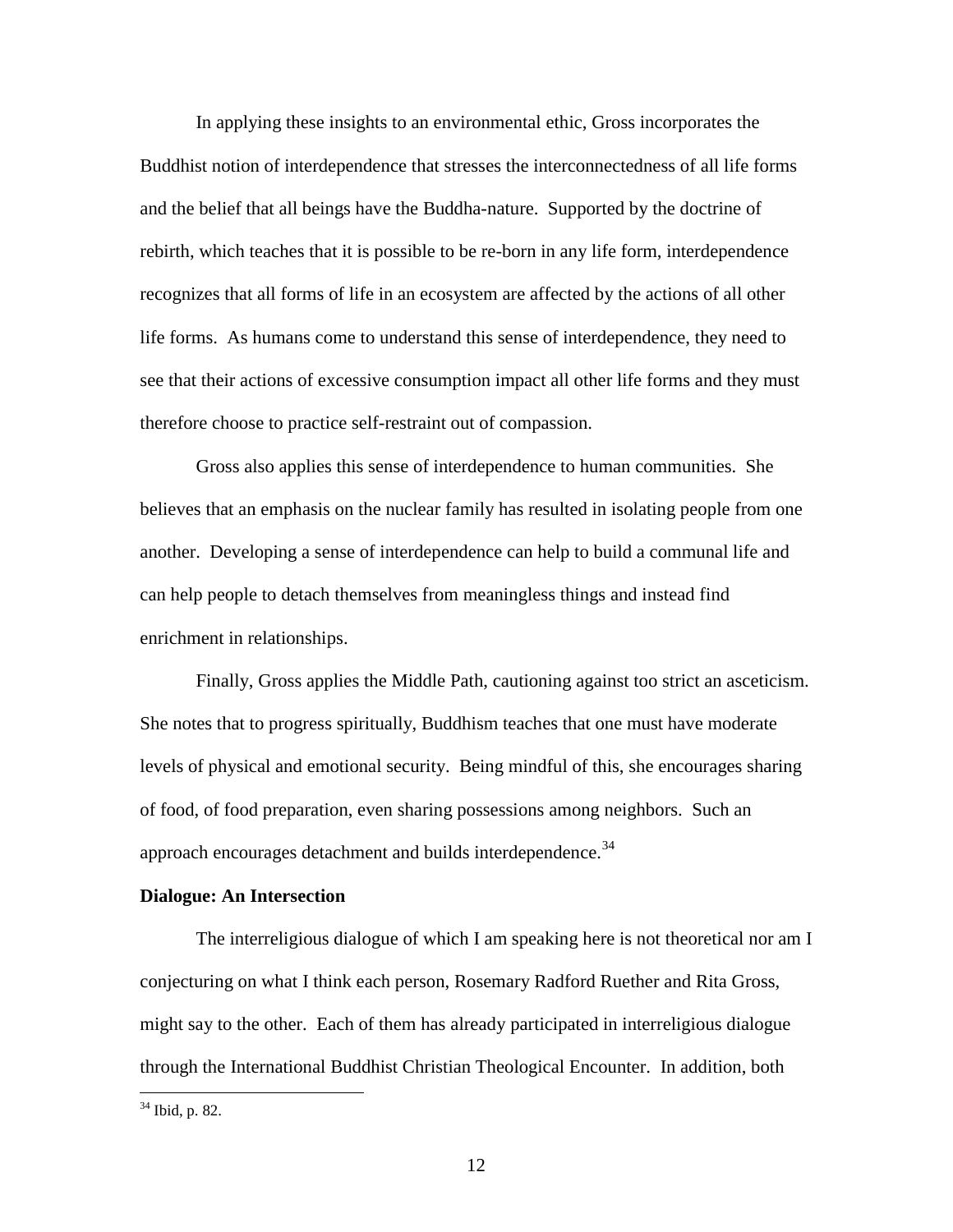In applying these insights to an environmental ethic, Gross incorporates the Buddhist notion of interdependence that stresses the interconnectedness of all life forms and the belief that all beings have the Buddha-nature. Supported by the doctrine of rebirth, which teaches that it is possible to be re-born in any life form, interdependence recognizes that all forms of life in an ecosystem are affected by the actions of all other life forms. As humans come to understand this sense of interdependence, they need to see that their actions of excessive consumption impact all other life forms and they must therefore choose to practice self-restraint out of compassion.

Gross also applies this sense of interdependence to human communities. She believes that an emphasis on the nuclear family has resulted in isolating people from one another. Developing a sense of interdependence can help to build a communal life and can help people to detach themselves from meaningless things and instead find enrichment in relationships.

Finally, Gross applies the Middle Path, cautioning against too strict an asceticism. She notes that to progress spiritually, Buddhism teaches that one must have moderate levels of physical and emotional security. Being mindful of this, she encourages sharing of food, of food preparation, even sharing possessions among neighbors. Such an approach encourages detachment and builds interdependence.[34]

**Dialogue: An Intersection**

The interreligious dialogue of which I am speaking here is not theoretical nor am I conjecturing on what I think each person, Rosemary Radford Ruether and Rita Gross, might say to the other. Each of them has already participated in interreligious dialogue through the International Buddhist Christian Theological Encounter. In addition, both

[34] Ibid, p. 82.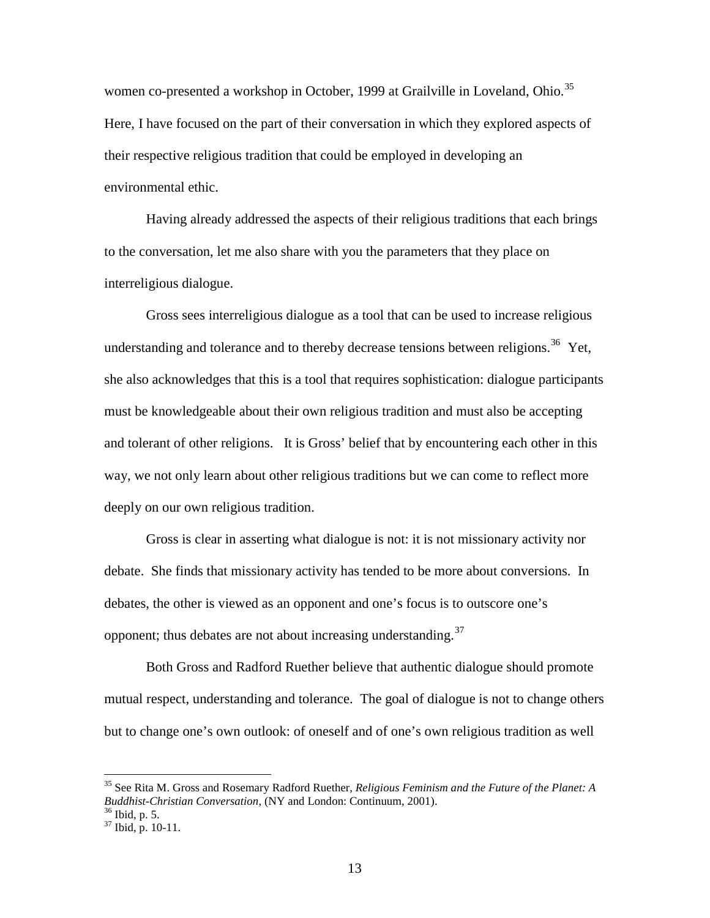women co-presented a workshop in October, 1999 at Grailville in Loveland, Ohio.[35] Here, I have focused on the part of their conversation in which they explored aspects of their respective religious tradition that could be employed in developing an environmental ethic.

Having already addressed the aspects of their religious traditions that each brings to the conversation, let me also share with you the parameters that they place on interreligious dialogue.

Gross sees interreligious dialogue as a tool that can be used to increase religious understanding and tolerance and to thereby decrease tensions between religions.[36] Yet, she also acknowledges that this is a tool that requires sophistication: dialogue participants must be knowledgeable about their own religious tradition and must also be accepting and tolerant of other religions. It is Gross' belief that by encountering each other in this way, we not only learn about other religious traditions but we can come to reflect more deeply on our own religious tradition.

Gross is clear in asserting what dialogue is not: it is not missionary activity nor debate. She finds that missionary activity has tended to be more about conversions. In debates, the other is viewed as an opponent and one's focus is to outscore one's opponent; thus debates are not about increasing understanding.[37]

Both Gross and Radford Ruether believe that authentic dialogue should promote mutual respect, understanding and tolerance. The goal of dialogue is not to change others but to change one's own outlook: of oneself and of one's own religious tradition as well

---

[35] See Rita M. Gross and Rosemary Radford Ruether, *Religious Feminism and the Future of the Planet: A Buddhist-Christian Conversation*, (NY and London: Continuum, 2001).

[36] Ibid, p. 5.

[37] Ibid, p. 10-11.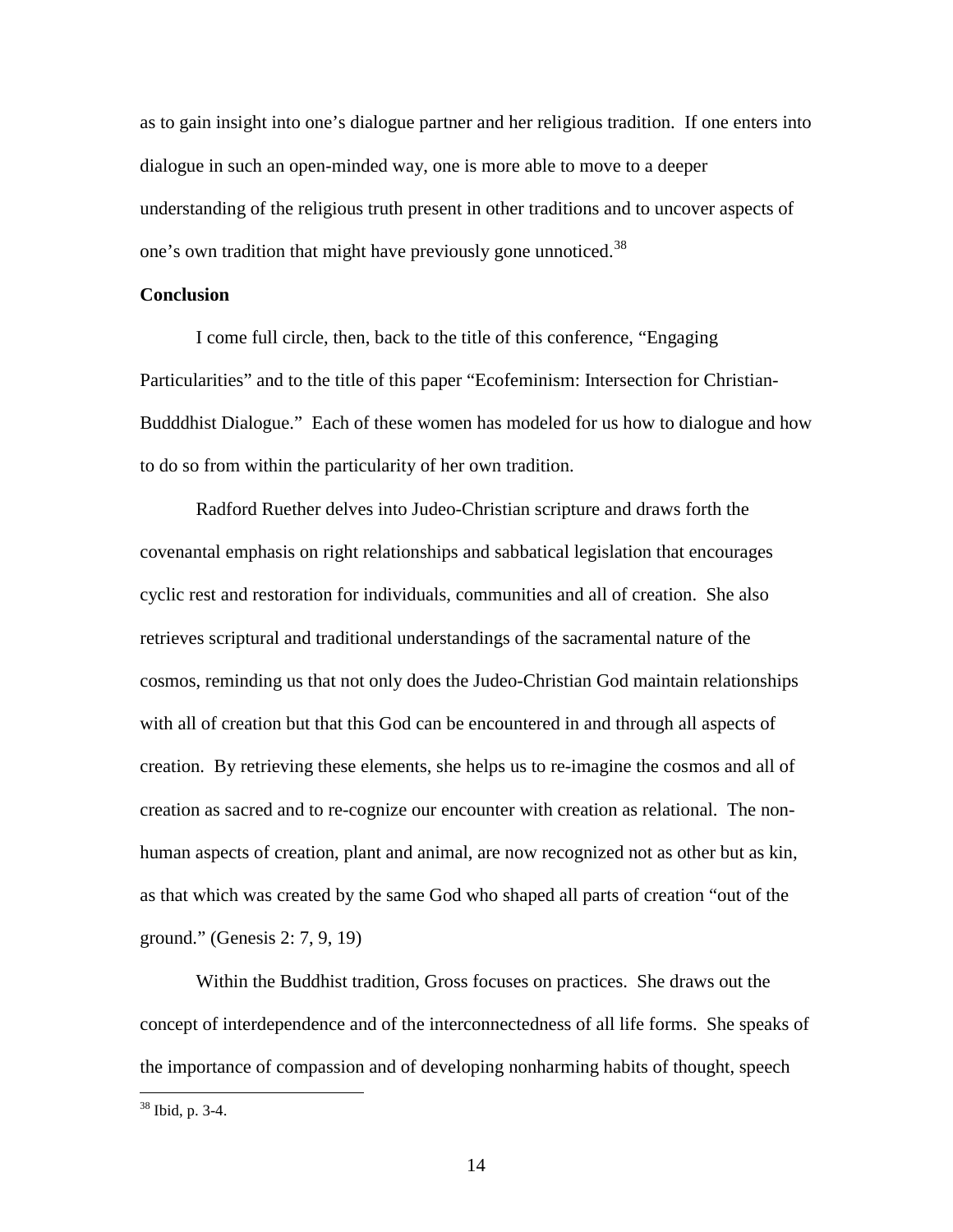as to gain insight into one's dialogue partner and her religious tradition. If one enters into dialogue in such an open-minded way, one is more able to move to a deeper understanding of the religious truth present in other traditions and to uncover aspects of one's own tradition that might have previously gone unnoticed.[38]

**Conclusion**

I come full circle, then, back to the title of this conference, "Engaging Particularities" and to the title of this paper "Ecofeminism: Intersection for Christian-Budddhist Dialogue." Each of these women has modeled for us how to dialogue and how to do so from within the particularity of her own tradition.

Radford Ruether delves into Judeo-Christian scripture and draws forth the covenantal emphasis on right relationships and sabbatical legislation that encourages cyclic rest and restoration for individuals, communities and all of creation. She also retrieves scriptural and traditional understandings of the sacramental nature of the cosmos, reminding us that not only does the Judeo-Christian God maintain relationships with all of creation but that this God can be encountered in and through all aspects of creation. By retrieving these elements, she helps us to re-imagine the cosmos and all of creation as sacred and to re-cognize our encounter with creation as relational. The non-human aspects of creation, plant and animal, are now recognized not as other but as kin, as that which was created by the same God who shaped all parts of creation "out of the ground." (Genesis 2: 7, 9, 19)

Within the Buddhist tradition, Gross focuses on practices. She draws out the concept of interdependence and of the interconnectedness of all life forms. She speaks of the importance of compassion and of developing nonharming habits of thought, speech

[38] Ibid, p. 3-4.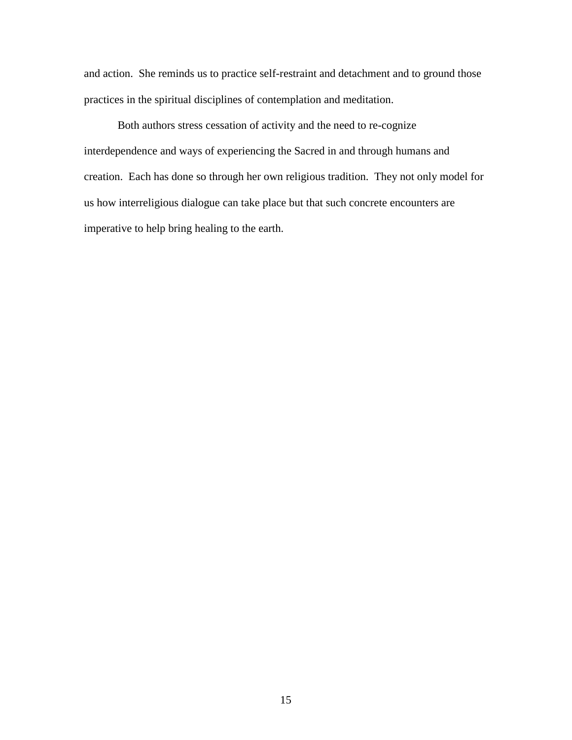and action. She reminds us to practice self-restraint and detachment and to ground those practices in the spiritual disciplines of contemplation and meditation.

Both authors stress cessation of activity and the need to re-cognize interdependence and ways of experiencing the Sacred in and through humans and creation. Each has done so through her own religious tradition. They not only model for us how interreligious dialogue can take place but that such concrete encounters are imperative to help bring healing to the earth.